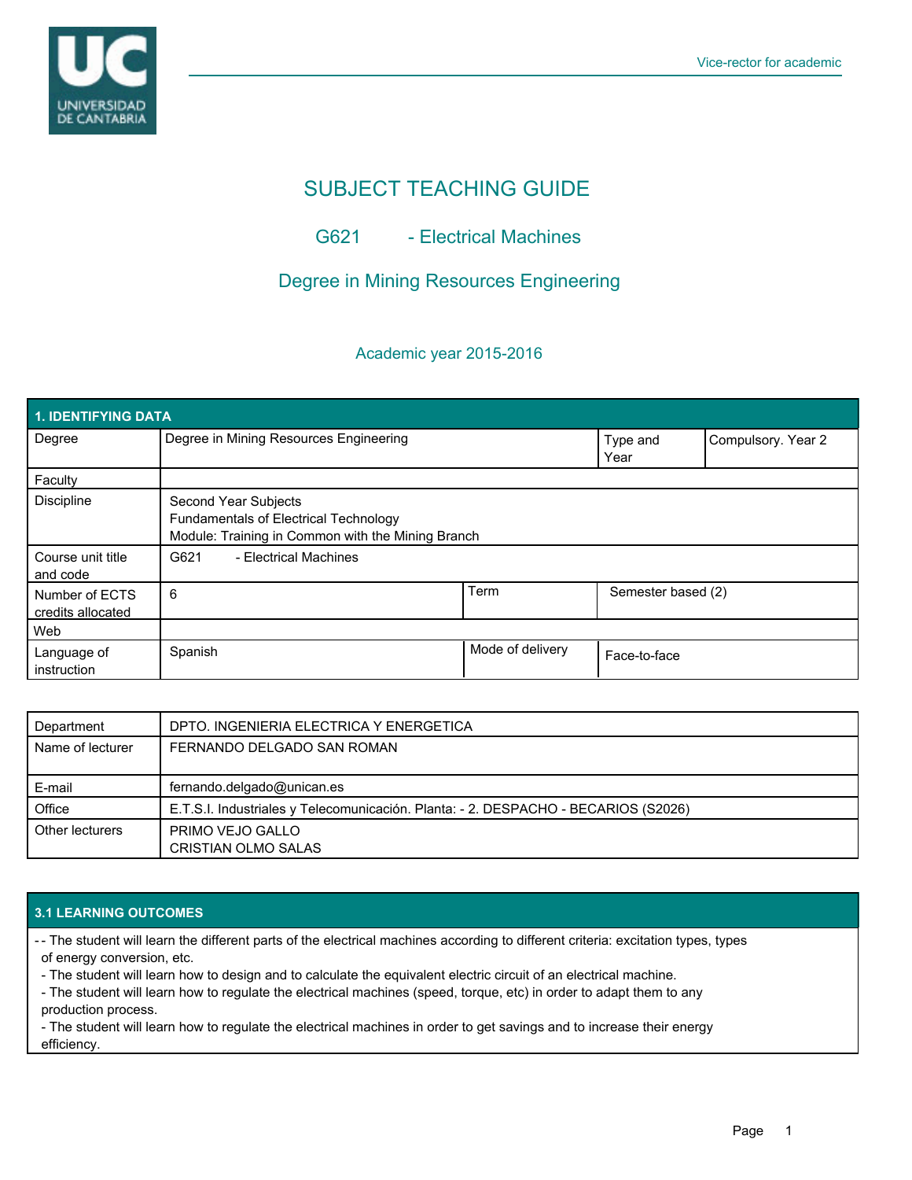# SUBJECT TEACHING GUIDE

## G621 - Electrical Machines

## Degree in Mining Resources Engineering

### Academic year 2015-2016

| 1. IDENTIFYING DATA | | | |
|---|---|---|---|
| Degree | Degree in Mining Resources Engineering | Type and Year | Compulsory. Year 2 |
| Faculty | | | |
| Discipline | Second Year Subjects<br>Fundamentals of Electrical Technology<br>Module: Training in Common with the Mining Branch | | |
| Course unit title and code | G621 - Electrical Machines | | |
| Number of ECTS credits allocated | 6 | Term | Semester based (2) |
| Web | | | |
| Language of instruction | Spanish | Mode of delivery | Face-to-face |

| | |
|---|---|
| Department | DPTO. INGENIERIA ELECTRICA Y ENERGETICA |
| Name of lecturer | FERNANDO DELGADO SAN ROMAN |
| E-mail | fernando.delgado@unican.es |
| Office | E.T.S.I. Industriales y Telecomunicación. Planta: - 2. DESPACHO - BECARIOS (S2026) |
| Other lecturers | PRIMO VEJO GALLO<br>CRISTIAN OLMO SALAS |

## 3.1 LEARNING OUTCOMES

- - The student will learn the different parts of the electrical machines according to different criteria: excitation types, types of energy conversion, etc.
- The student will learn how to design and to calculate the equivalent electric circuit of an electrical machine.
- The student will learn how to regulate the electrical machines (speed, torque, etc) in order to adapt them to any production process.
- The student will learn how to regulate the electrical machines in order to get savings and to increase their energy efficiency.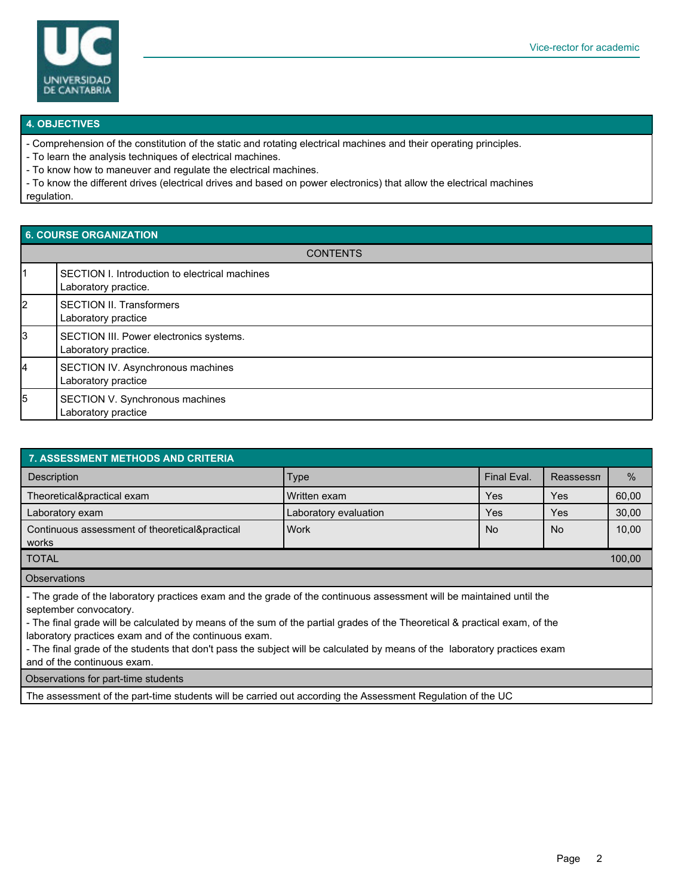## 4. OBJECTIVES

- Comprehension of the constitution of the static and rotating electrical machines and their operating principles.
- To learn the analysis techniques of electrical machines.
- To know how to maneuver and regulate the electrical machines.
- To know the different drives (electrical drives and based on power electronics) that allow the electrical machines regulation.

## 6. COURSE ORGANIZATION

| | CONTENTS |
|---|---|
| 1 | SECTION I. Introduction to electrical machines<br>Laboratory practice. |
| 2 | SECTION II. Transformers<br>Laboratory practice |
| 3 | SECTION III. Power electronics systems.<br>Laboratory practice. |
| 4 | SECTION IV. Asynchronous machines<br>Laboratory practice |
| 5 | SECTION V. Synchronous machines<br>Laboratory practice |

## 7. ASSESSMENT METHODS AND CRITERIA

| Description | Type | Final Eval. | Reassessn | % |
|---|---|---|---|---|
| Theoretical&practical exam | Written exam | Yes | Yes | 60,00 |
| Laboratory exam | Laboratory evaluation | Yes | Yes | 30,00 |
| Continuous assessment of theoretical&practical works | Work | No | No | 10,00 |
| TOTAL | | | | 100,00 |

**Observations**

- The grade of the laboratory practices exam and the grade of the continuous assessment will be maintained until the september convocatory.
- The final grade will be calculated by means of the sum of the partial grades of the Theoretical & practical exam, of the laboratory practices exam and of the continuous exam.
- The final grade of the students that don't pass the subject will be calculated by means of the laboratory practices exam and of the continuous exam.

**Observations for part-time students**

The assessment of the part-time students will be carried out according the Assessment Regulation of the UC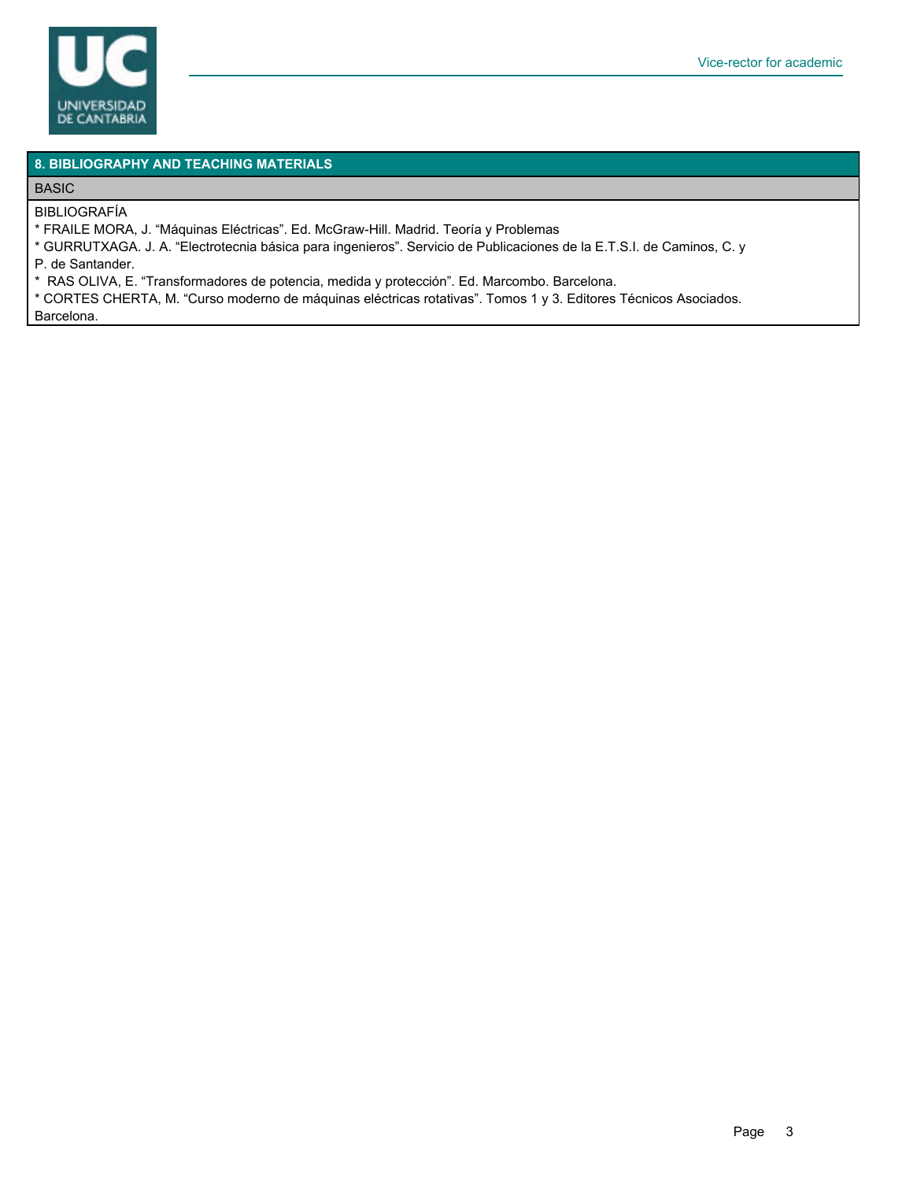## 8. BIBLIOGRAPHY AND TEACHING MATERIALS

### BASIC

BIBLIOGRAFÍA

* FRAILE MORA, J. “Máquinas Eléctricas”. Ed. McGraw-Hill. Madrid. Teoría y Problemas
* GURRUTXAGA. J. A. “Electrotecnia básica para ingenieros”. Servicio de Publicaciones de la E.T.S.I. de Caminos, C. y P. de Santander.
* RAS OLIVA, E. “Transformadores de potencia, medida y protección”. Ed. Marcombo. Barcelona.
* CORTES CHERTA, M. “Curso moderno de máquinas eléctricas rotativas”. Tomos 1 y 3. Editores Técnicos Asociados. Barcelona.